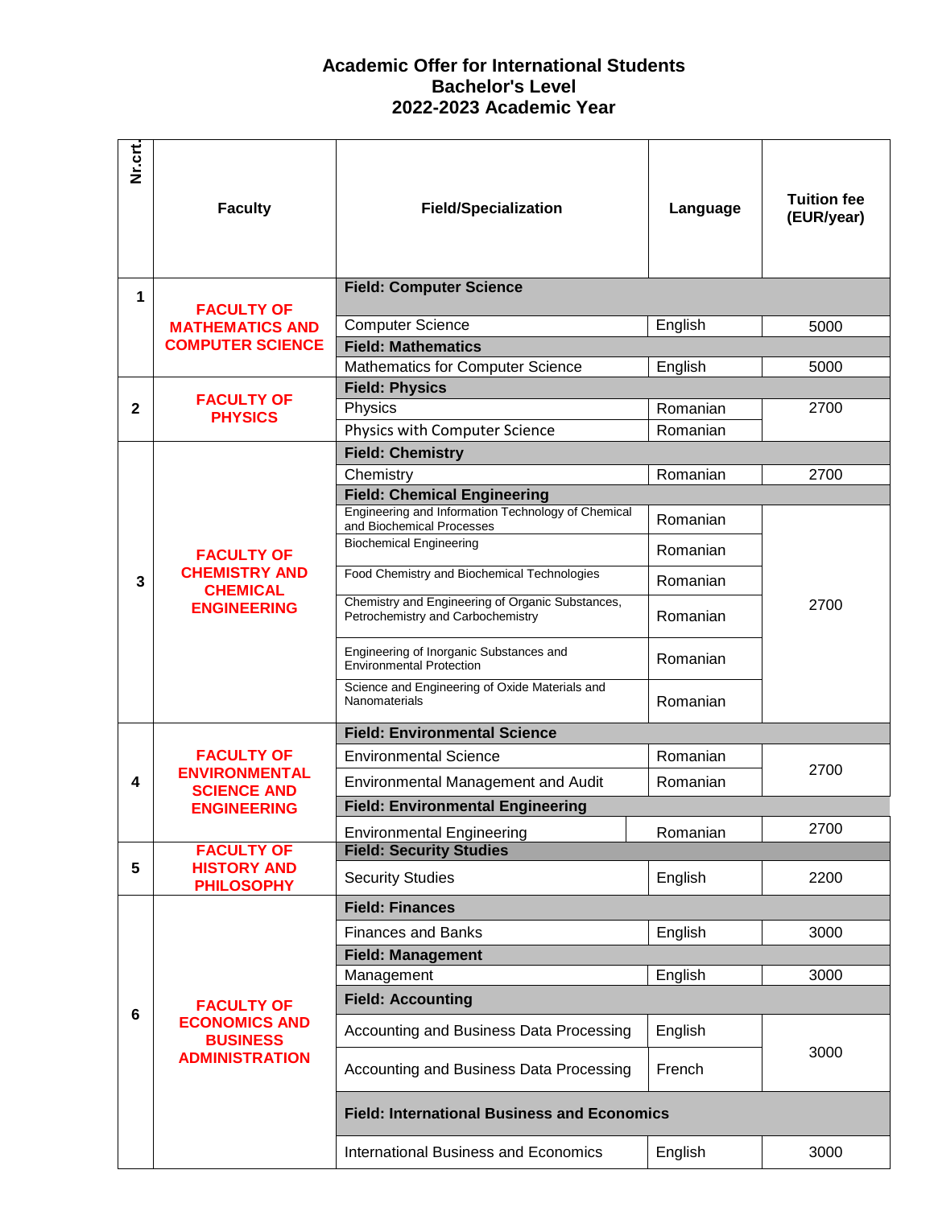# Academic Offer for International Students
## Bachelor's Level
## 2022-2023 Academic Year

| Nr.crt. | Faculty | Field/Specialization | Language | Tuition fee (EUR/year) |
|---|---|---|---|---|
| 1 | FACULTY OF MATHEMATICS AND COMPUTER SCIENCE | **Field: Computer Science** | | |
| | | Computer Science | English | 5000 |
| | | **Field: Mathematics** | | |
| | | Mathematics for Computer Science | English | 5000 |
| 2 | FACULTY OF PHYSICS | **Field: Physics** | | |
| | | Physics | Romanian | 2700 |
| | | Physics with Computer Science | Romanian | |
| 3 | FACULTY OF CHEMISTRY AND CHEMICAL ENGINEERING | **Field: Chemistry** | | |
| | | Chemistry | Romanian | 2700 |
| | | **Field: Chemical Engineering** | | |
| | | Engineering and Information Technology of Chemical and Biochemical Processes | Romanian | 2700 |
| | | Biochemical Engineering | Romanian | |
| | | Food Chemistry and Biochemical Technologies | Romanian | |
| | | Chemistry and Engineering of Organic Substances, Petrochemistry and Carbochemistry | Romanian | |
| | | Engineering of Inorganic Substances and Environmental Protection | Romanian | |
| | | Science and Engineering of Oxide Materials and Nanomaterials | Romanian | |
| 4 | FACULTY OF ENVIRONMENTAL SCIENCE AND ENGINEERING | **Field: Environmental Science** | | |
| | | Environmental Science | Romanian | 2700 |
| | | Environmental Management and Audit | Romanian | |
| | | **Field: Environmental Engineering** | | |
| | | Environmental Engineering | Romanian | 2700 |
| 5 | FACULTY OF HISTORY AND PHILOSOPHY | **Field: Security Studies** | | |
| | | Security Studies | English | 2200 |
| 6 | FACULTY OF ECONOMICS AND BUSINESS ADMINISTRATION | **Field: Finances** | | |
| | | Finances and Banks | English | 3000 |
| | | **Field: Management** | | |
| | | Management | English | 3000 |
| | | **Field: Accounting** | | |
| | | Accounting and Business Data Processing | English | 3000 |
| | | Accounting and Business Data Processing | French | |
| | | **Field: International Business and Economics** | | |
| | | International Business and Economics | English | 3000 |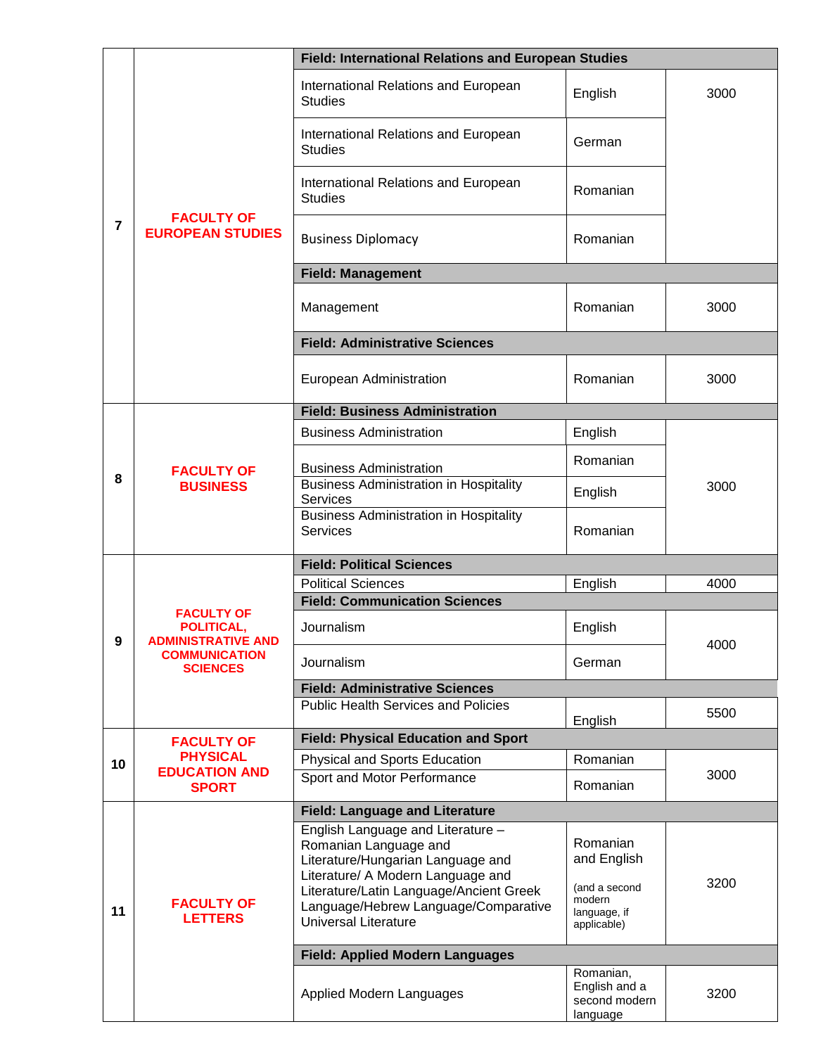| 7 | FACULTY OF EUROPEAN STUDIES | **Field: International Relations and European Studies** | | |
|---|---|---|---|---|
| | | International Relations and European Studies | English | 3000 |
| | | International Relations and European Studies | German | |
| | | International Relations and European Studies | Romanian | |
| | | Business Diplomacy | Romanian | |
| | | **Field: Management** | | |
| | | Management | Romanian | 3000 |
| | | **Field: Administrative Sciences** | | |
| | | European Administration | Romanian | 3000 |
| 8 | FACULTY OF BUSINESS | **Field: Business Administration** | | |
| | | Business Administration | English | 3000 |
| | | Business Administration | Romanian | |
| | | Business Administration in Hospitality Services | English | |
| | | Business Administration in Hospitality Services | Romanian | |
| 9 | FACULTY OF POLITICAL, ADMINISTRATIVE AND COMMUNICATION SCIENCES | **Field: Political Sciences** | | |
| | | Political Sciences | English | 4000 |
| | | **Field: Communication Sciences** | | |
| | | Journalism | English | 4000 |
| | | Journalism | German | |
| | | **Field: Administrative Sciences** | | |
| | | Public Health Services and Policies | English | 5500 |
| 10 | FACULTY OF PHYSICAL EDUCATION AND SPORT | **Field: Physical Education and Sport** | | |
| | | Physical and Sports Education | Romanian | 3000 |
| | | Sport and Motor Performance | Romanian | |
| 11 | FACULTY OF LETTERS | **Field: Language and Literature** | | |
| | | English Language and Literature – Romanian Language and Literature/Hungarian Language and Literature/ A Modern Language and Literature/Latin Language/Ancient Greek Language/Hebrew Language/Comparative Universal Literature | Romanian and English (and a second modern language, if applicable) | 3200 |
| | | **Field: Applied Modern Languages** | | |
| | | Applied Modern Languages | Romanian, English and a second modern language | 3200 |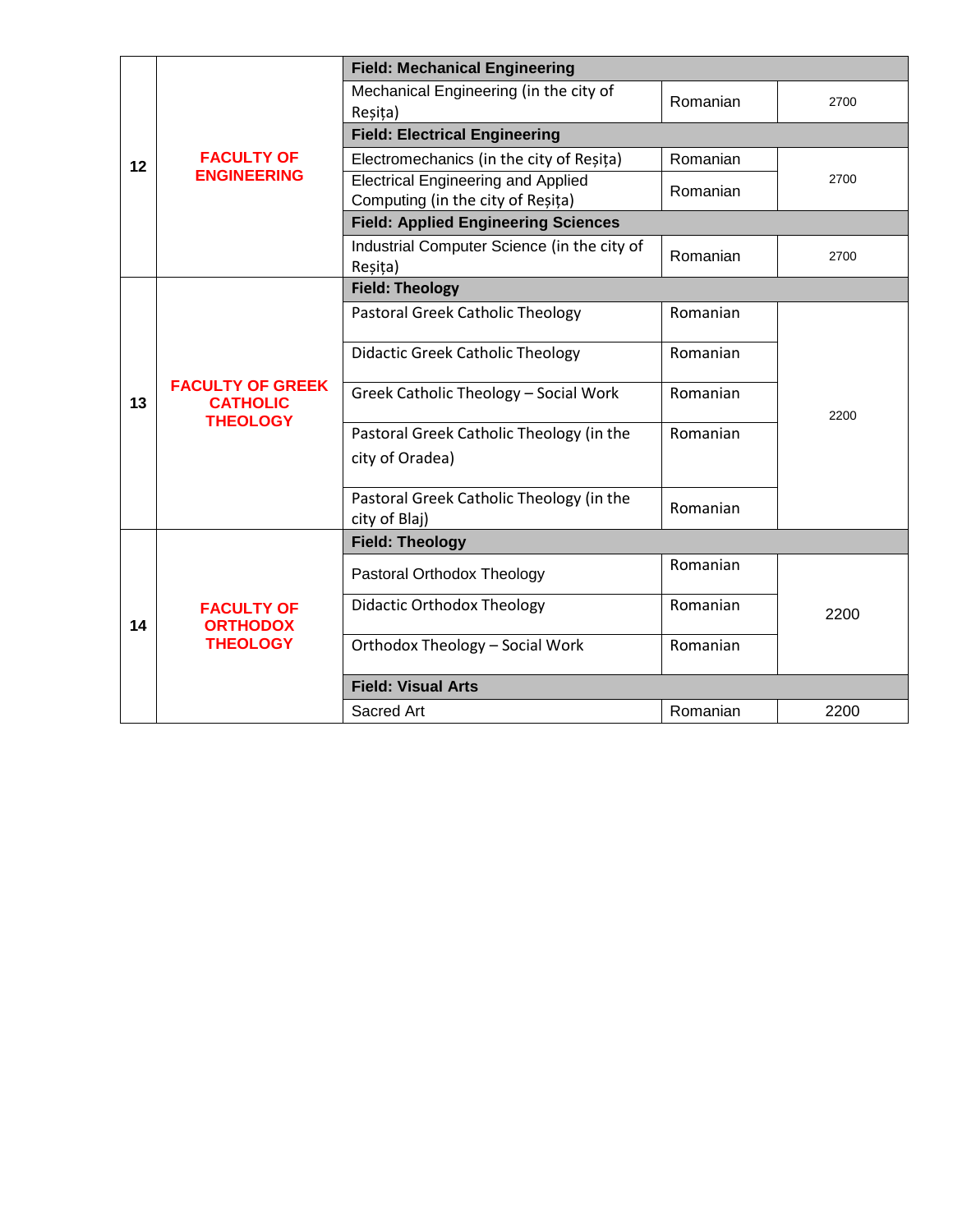| | | | | |
|---|---|---|---|---|
| 12 | FACULTY OF ENGINEERING | **Field: Mechanical Engineering** | | |
| | | Mechanical Engineering (in the city of Reșița) | Romanian | 2700 |
| | | **Field: Electrical Engineering** | | |
| | | Electromechanics (in the city of Reșița) | Romanian | 2700 |
| | | Electrical Engineering and Applied Computing (in the city of Reșița) | Romanian | |
| | | **Field: Applied Engineering Sciences** | | |
| | | Industrial Computer Science (in the city of Reșița) | Romanian | 2700 |
| 13 | FACULTY OF GREEK CATHOLIC THEOLOGY | **Field: Theology** | | |
| | | Pastoral Greek Catholic Theology | Romanian | 2200 |
| | | Didactic Greek Catholic Theology | Romanian | |
| | | Greek Catholic Theology – Social Work | Romanian | |
| | | Pastoral Greek Catholic Theology (in the city of Oradea) | Romanian | |
| | | Pastoral Greek Catholic Theology (in the city of Blaj) | Romanian | |
| 14 | FACULTY OF ORTHODOX THEOLOGY | **Field: Theology** | | |
| | | Pastoral Orthodox Theology | Romanian | 2200 |
| | | Didactic Orthodox Theology | Romanian | |
| | | Orthodox Theology – Social Work | Romanian | |
| | | **Field: Visual Arts** | | |
| | | Sacred Art | Romanian | 2200 |